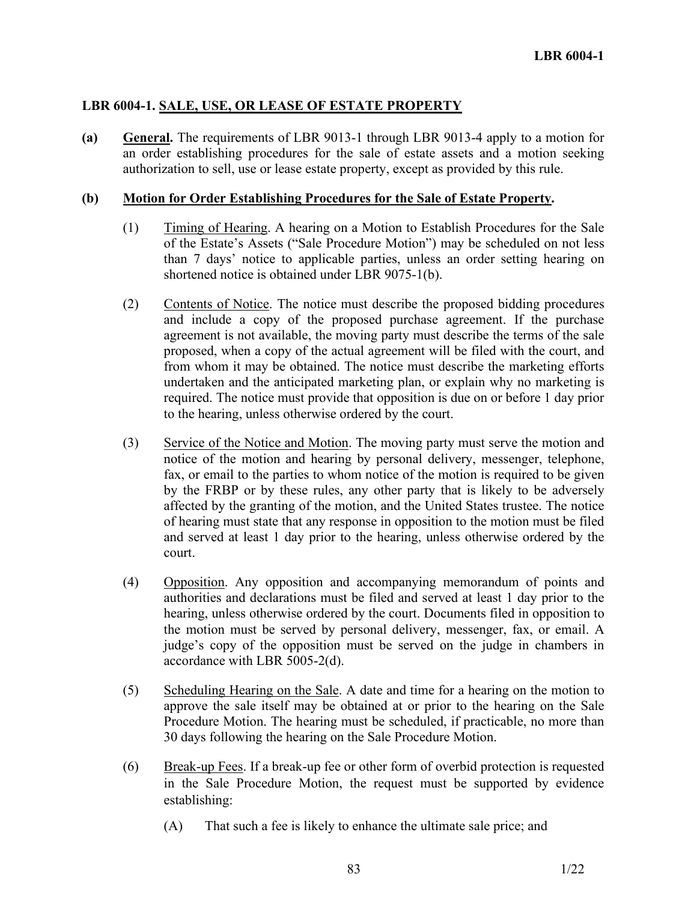## LBR 6004-1. SALE, USE, OR LEASE OF ESTATE PROPERTY

**(a) General.** The requirements of LBR 9013-1 through LBR 9013-4 apply to a motion for an order establishing procedures for the sale of estate assets and a motion seeking authorization to sell, use or lease estate property, except as provided by this rule.

**(b) Motion for Order Establishing Procedures for the Sale of Estate Property.**

(1) Timing of Hearing. A hearing on a Motion to Establish Procedures for the Sale of the Estate's Assets ("Sale Procedure Motion") may be scheduled on not less than 7 days' notice to applicable parties, unless an order setting hearing on shortened notice is obtained under LBR 9075-1(b).

(2) Contents of Notice. The notice must describe the proposed bidding procedures and include a copy of the proposed purchase agreement. If the purchase agreement is not available, the moving party must describe the terms of the sale proposed, when a copy of the actual agreement will be filed with the court, and from whom it may be obtained. The notice must describe the marketing efforts undertaken and the anticipated marketing plan, or explain why no marketing is required. The notice must provide that opposition is due on or before 1 day prior to the hearing, unless otherwise ordered by the court.

(3) Service of the Notice and Motion. The moving party must serve the motion and notice of the motion and hearing by personal delivery, messenger, telephone, fax, or email to the parties to whom notice of the motion is required to be given by the FRBP or by these rules, any other party that is likely to be adversely affected by the granting of the motion, and the United States trustee. The notice of hearing must state that any response in opposition to the motion must be filed and served at least 1 day prior to the hearing, unless otherwise ordered by the court.

(4) Opposition. Any opposition and accompanying memorandum of points and authorities and declarations must be filed and served at least 1 day prior to the hearing, unless otherwise ordered by the court. Documents filed in opposition to the motion must be served by personal delivery, messenger, fax, or email. A judge's copy of the opposition must be served on the judge in chambers in accordance with LBR 5005-2(d).

(5) Scheduling Hearing on the Sale. A date and time for a hearing on the motion to approve the sale itself may be obtained at or prior to the hearing on the Sale Procedure Motion. The hearing must be scheduled, if practicable, no more than 30 days following the hearing on the Sale Procedure Motion.

(6) Break-up Fees. If a break-up fee or other form of overbid protection is requested in the Sale Procedure Motion, the request must be supported by evidence establishing:

(A) That such a fee is likely to enhance the ultimate sale price; and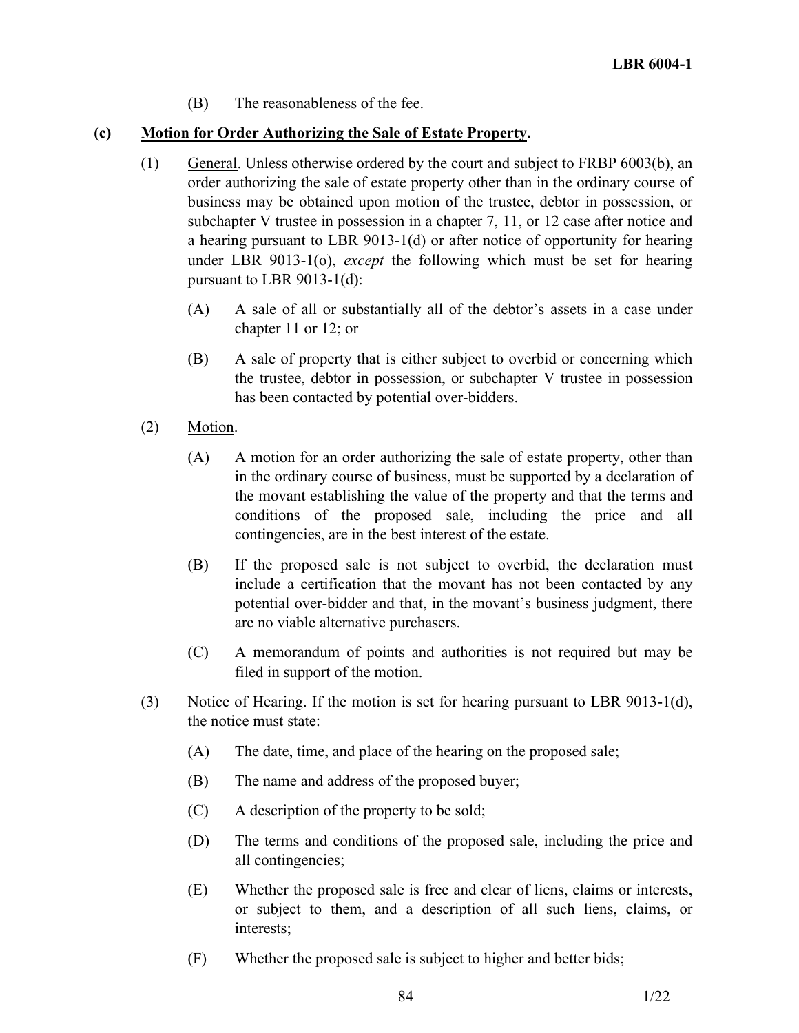(B) The reasonableness of the fee.

**(c) Motion for Order Authorizing the Sale of Estate Property.**

(1) General. Unless otherwise ordered by the court and subject to FRBP 6003(b), an order authorizing the sale of estate property other than in the ordinary course of business may be obtained upon motion of the trustee, debtor in possession, or subchapter V trustee in possession in a chapter 7, 11, or 12 case after notice and a hearing pursuant to LBR 9013-1(d) or after notice of opportunity for hearing under LBR 9013-1(o), *except* the following which must be set for hearing pursuant to LBR 9013-1(d):

(A) A sale of all or substantially all of the debtor's assets in a case under chapter 11 or 12; or

(B) A sale of property that is either subject to overbid or concerning which the trustee, debtor in possession, or subchapter V trustee in possession has been contacted by potential over-bidders.

(2) Motion.

(A) A motion for an order authorizing the sale of estate property, other than in the ordinary course of business, must be supported by a declaration of the movant establishing the value of the property and that the terms and conditions of the proposed sale, including the price and all contingencies, are in the best interest of the estate.

(B) If the proposed sale is not subject to overbid, the declaration must include a certification that the movant has not been contacted by any potential over-bidder and that, in the movant's business judgment, there are no viable alternative purchasers.

(C) A memorandum of points and authorities is not required but may be filed in support of the motion.

(3) Notice of Hearing. If the motion is set for hearing pursuant to LBR 9013-1(d), the notice must state:

(A) The date, time, and place of the hearing on the proposed sale;

(B) The name and address of the proposed buyer;

(C) A description of the property to be sold;

(D) The terms and conditions of the proposed sale, including the price and all contingencies;

(E) Whether the proposed sale is free and clear of liens, claims or interests, or subject to them, and a description of all such liens, claims, or interests;

(F) Whether the proposed sale is subject to higher and better bids;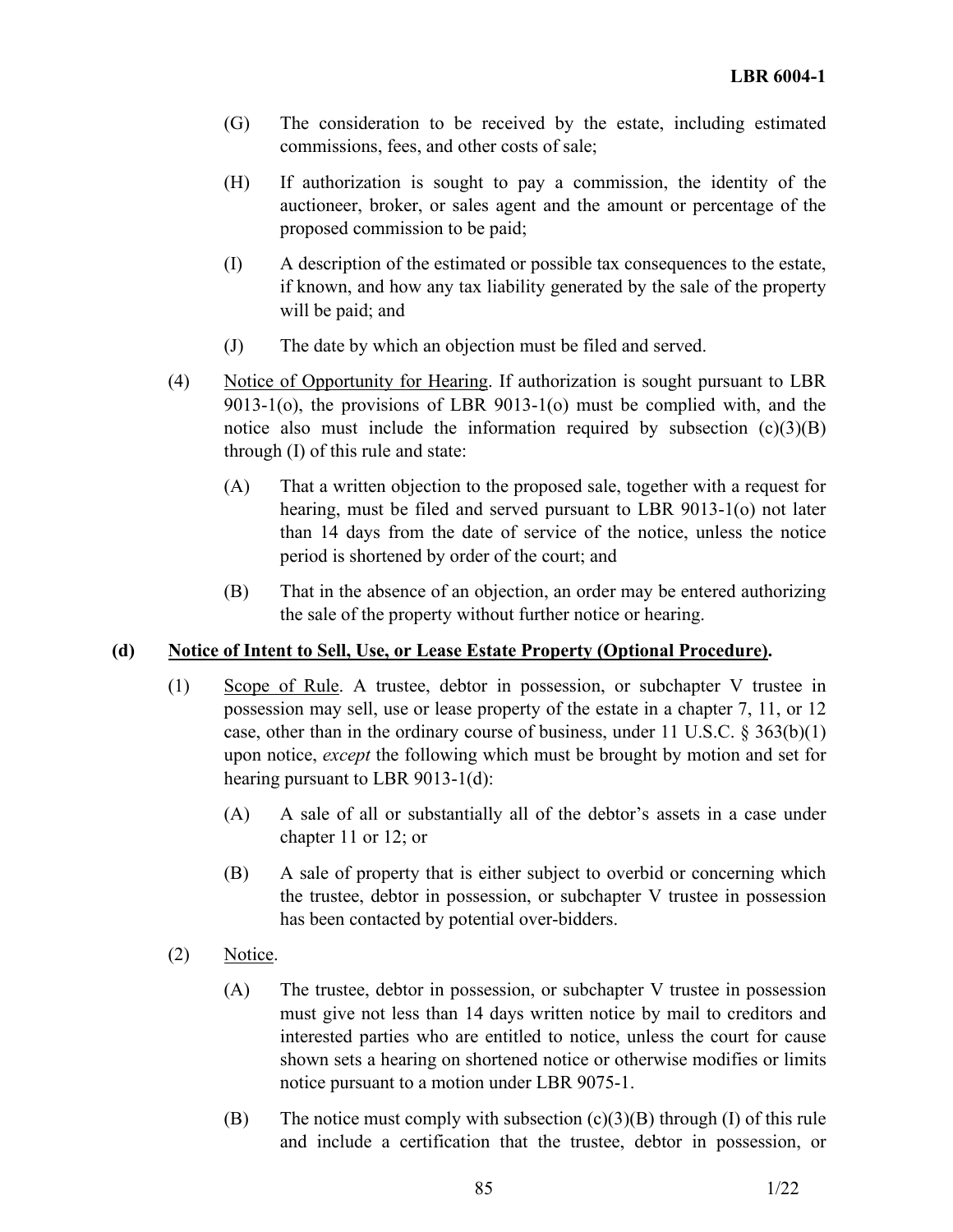(G) The consideration to be received by the estate, including estimated commissions, fees, and other costs of sale;

(H) If authorization is sought to pay a commission, the identity of the auctioneer, broker, or sales agent and the amount or percentage of the proposed commission to be paid;

(I) A description of the estimated or possible tax consequences to the estate, if known, and how any tax liability generated by the sale of the property will be paid; and

(J) The date by which an objection must be filed and served.

(4) Notice of Opportunity for Hearing. If authorization is sought pursuant to LBR 9013-1(o), the provisions of LBR 9013-1(o) must be complied with, and the notice also must include the information required by subsection (c)(3)(B) through (I) of this rule and state:

(A) That a written objection to the proposed sale, together with a request for hearing, must be filed and served pursuant to LBR 9013-1(o) not later than 14 days from the date of service of the notice, unless the notice period is shortened by order of the court; and

(B) That in the absence of an objection, an order may be entered authorizing the sale of the property without further notice or hearing.

**(d) Notice of Intent to Sell, Use, or Lease Estate Property (Optional Procedure).**

(1) Scope of Rule. A trustee, debtor in possession, or subchapter V trustee in possession may sell, use or lease property of the estate in a chapter 7, 11, or 12 case, other than in the ordinary course of business, under 11 U.S.C. § 363(b)(1) upon notice, *except* the following which must be brought by motion and set for hearing pursuant to LBR 9013-1(d):

(A) A sale of all or substantially all of the debtor's assets in a case under chapter 11 or 12; or

(B) A sale of property that is either subject to overbid or concerning which the trustee, debtor in possession, or subchapter V trustee in possession has been contacted by potential over-bidders.

(2) Notice.

(A) The trustee, debtor in possession, or subchapter V trustee in possession must give not less than 14 days written notice by mail to creditors and interested parties who are entitled to notice, unless the court for cause shown sets a hearing on shortened notice or otherwise modifies or limits notice pursuant to a motion under LBR 9075-1.

(B) The notice must comply with subsection (c)(3)(B) through (I) of this rule and include a certification that the trustee, debtor in possession, or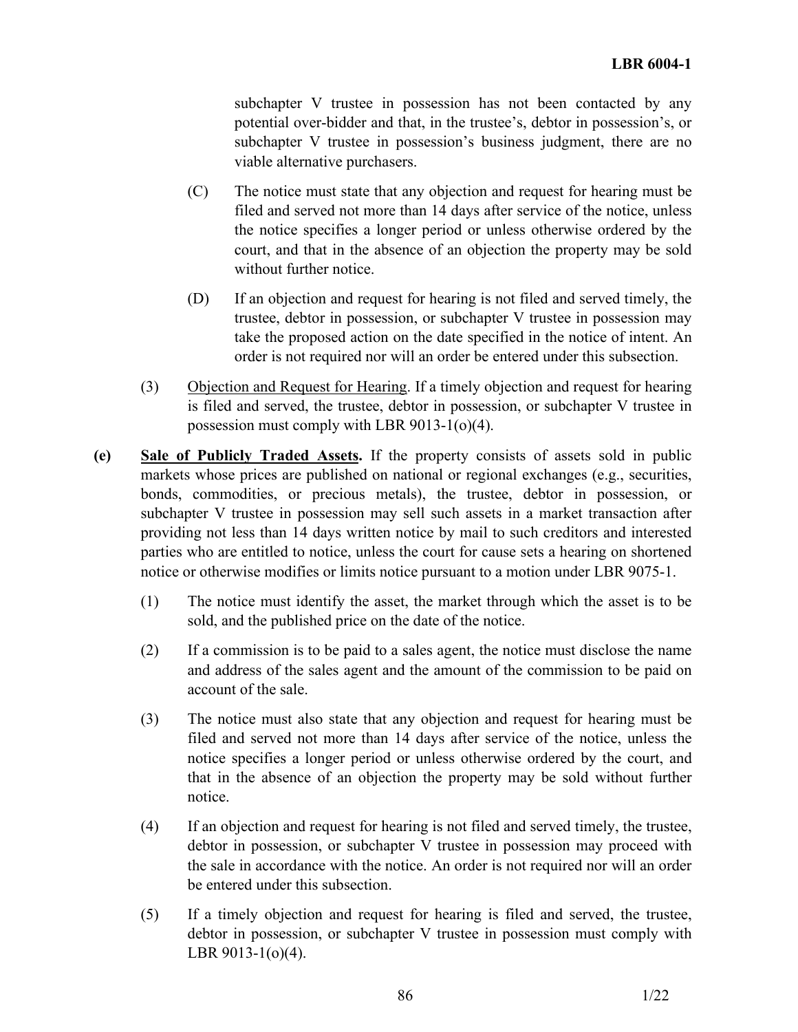subchapter V trustee in possession has not been contacted by any potential over-bidder and that, in the trustee's, debtor in possession's, or subchapter V trustee in possession's business judgment, there are no viable alternative purchasers.

(C) The notice must state that any objection and request for hearing must be filed and served not more than 14 days after service of the notice, unless the notice specifies a longer period or unless otherwise ordered by the court, and that in the absence of an objection the property may be sold without further notice.

(D) If an objection and request for hearing is not filed and served timely, the trustee, debtor in possession, or subchapter V trustee in possession may take the proposed action on the date specified in the notice of intent. An order is not required nor will an order be entered under this subsection.

(3) Objection and Request for Hearing. If a timely objection and request for hearing is filed and served, the trustee, debtor in possession, or subchapter V trustee in possession must comply with LBR 9013-1(o)(4).

**(e) Sale of Publicly Traded Assets.** If the property consists of assets sold in public markets whose prices are published on national or regional exchanges (e.g., securities, bonds, commodities, or precious metals), the trustee, debtor in possession, or subchapter V trustee in possession may sell such assets in a market transaction after providing not less than 14 days written notice by mail to such creditors and interested parties who are entitled to notice, unless the court for cause sets a hearing on shortened notice or otherwise modifies or limits notice pursuant to a motion under LBR 9075-1.

(1) The notice must identify the asset, the market through which the asset is to be sold, and the published price on the date of the notice.

(2) If a commission is to be paid to a sales agent, the notice must disclose the name and address of the sales agent and the amount of the commission to be paid on account of the sale.

(3) The notice must also state that any objection and request for hearing must be filed and served not more than 14 days after service of the notice, unless the notice specifies a longer period or unless otherwise ordered by the court, and that in the absence of an objection the property may be sold without further notice.

(4) If an objection and request for hearing is not filed and served timely, the trustee, debtor in possession, or subchapter V trustee in possession may proceed with the sale in accordance with the notice. An order is not required nor will an order be entered under this subsection.

(5) If a timely objection and request for hearing is filed and served, the trustee, debtor in possession, or subchapter V trustee in possession must comply with LBR 9013-1(o)(4).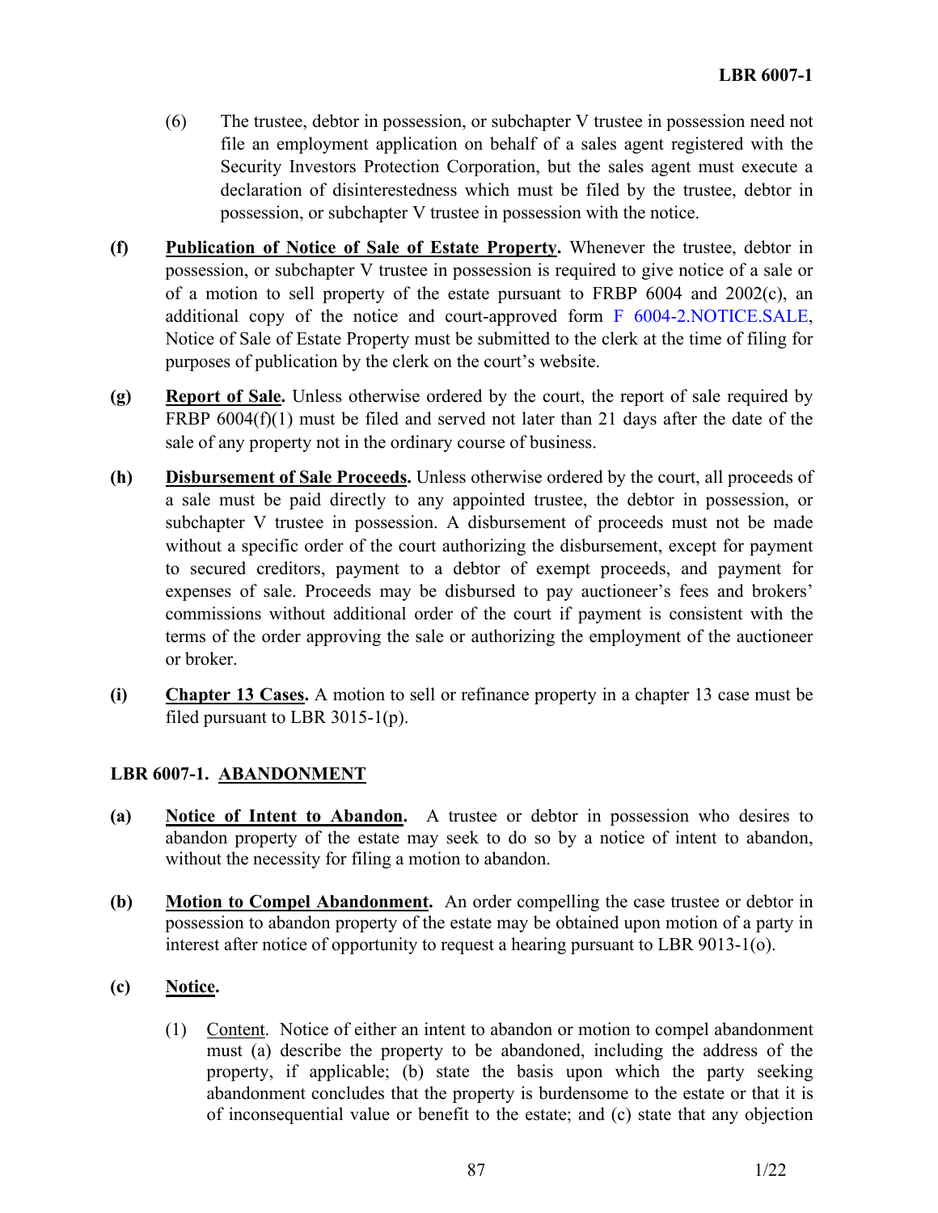(6) The trustee, debtor in possession, or subchapter V trustee in possession need not file an employment application on behalf of a sales agent registered with the Security Investors Protection Corporation, but the sales agent must execute a declaration of disinterestedness which must be filed by the trustee, debtor in possession, or subchapter V trustee in possession with the notice.

**(f)** **Publication of Notice of Sale of Estate Property.** Whenever the trustee, debtor in possession, or subchapter V trustee in possession is required to give notice of a sale or of a motion to sell property of the estate pursuant to FRBP 6004 and 2002(c), an additional copy of the notice and court-approved form F 6004-2.NOTICE.SALE, Notice of Sale of Estate Property must be submitted to the clerk at the time of filing for purposes of publication by the clerk on the court's website.

**(g)** **Report of Sale.** Unless otherwise ordered by the court, the report of sale required by FRBP 6004(f)(1) must be filed and served not later than 21 days after the date of the sale of any property not in the ordinary course of business.

**(h)** **Disbursement of Sale Proceeds.** Unless otherwise ordered by the court, all proceeds of a sale must be paid directly to any appointed trustee, the debtor in possession, or subchapter V trustee in possession. A disbursement of proceeds must not be made without a specific order of the court authorizing the disbursement, except for payment to secured creditors, payment to a debtor of exempt proceeds, and payment for expenses of sale. Proceeds may be disbursed to pay auctioneer's fees and brokers' commissions without additional order of the court if payment is consistent with the terms of the order approving the sale or authorizing the employment of the auctioneer or broker.

**(i)** **Chapter 13 Cases.** A motion to sell or refinance property in a chapter 13 case must be filed pursuant to LBR 3015-1(p).

## LBR 6007-1. ABANDONMENT

**(a)** **Notice of Intent to Abandon.** A trustee or debtor in possession who desires to abandon property of the estate may seek to do so by a notice of intent to abandon, without the necessity for filing a motion to abandon.

**(b)** **Motion to Compel Abandonment.** An order compelling the case trustee or debtor in possession to abandon property of the estate may be obtained upon motion of a party in interest after notice of opportunity to request a hearing pursuant to LBR 9013-1(o).

**(c)** **Notice.**

(1) Content. Notice of either an intent to abandon or motion to compel abandonment must (a) describe the property to be abandoned, including the address of the property, if applicable; (b) state the basis upon which the party seeking abandonment concludes that the property is burdensome to the estate or that it is of inconsequential value or benefit to the estate; and (c) state that any objection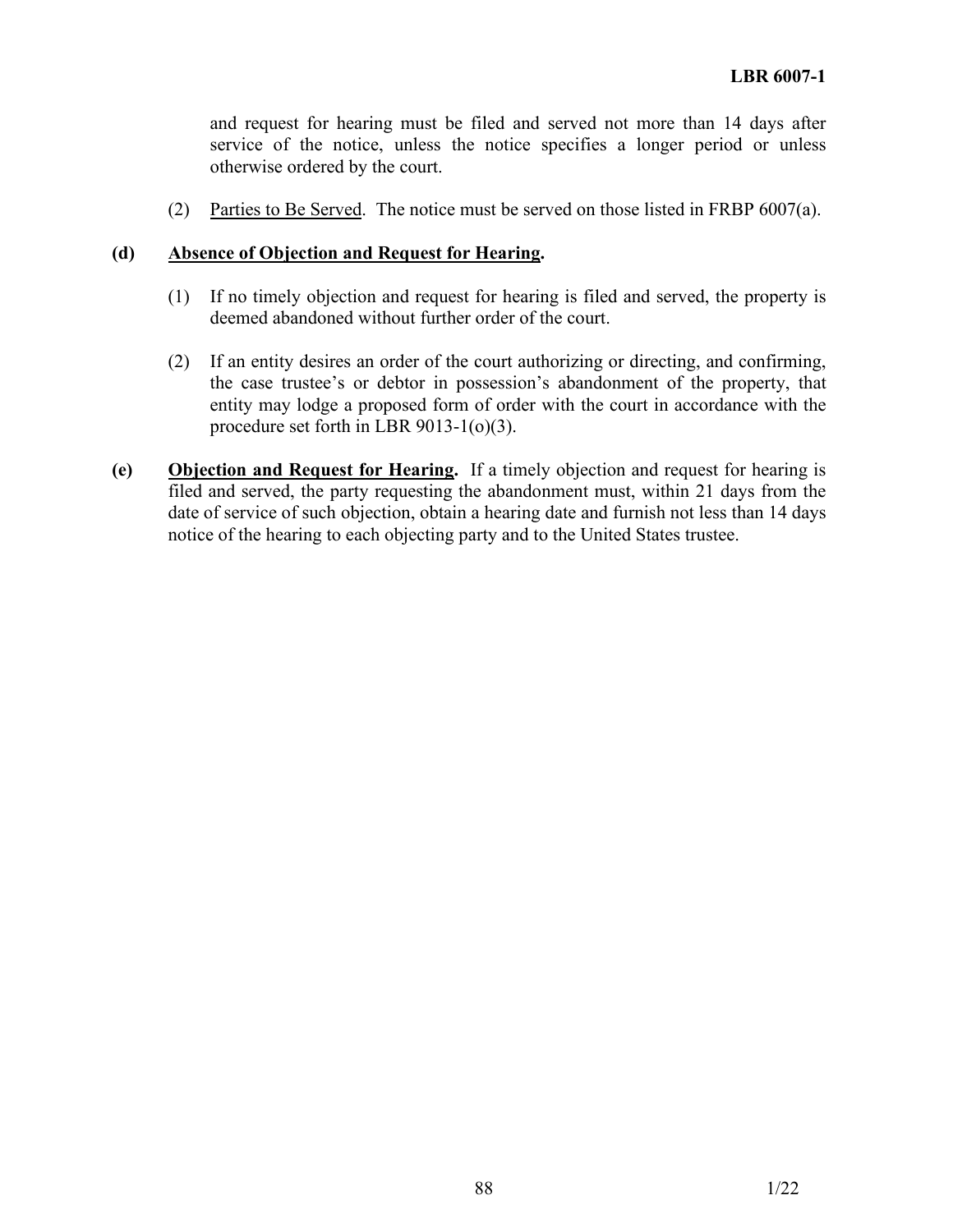and request for hearing must be filed and served not more than 14 days after service of the notice, unless the notice specifies a longer period or unless otherwise ordered by the court.

(2) Parties to Be Served. The notice must be served on those listed in FRBP 6007(a).

**(d) Absence of Objection and Request for Hearing.**

(1) If no timely objection and request for hearing is filed and served, the property is deemed abandoned without further order of the court.

(2) If an entity desires an order of the court authorizing or directing, and confirming, the case trustee's or debtor in possession's abandonment of the property, that entity may lodge a proposed form of order with the court in accordance with the procedure set forth in LBR 9013-1(o)(3).

**(e) Objection and Request for Hearing.** If a timely objection and request for hearing is filed and served, the party requesting the abandonment must, within 21 days from the date of service of such objection, obtain a hearing date and furnish not less than 14 days notice of the hearing to each objecting party and to the United States trustee.